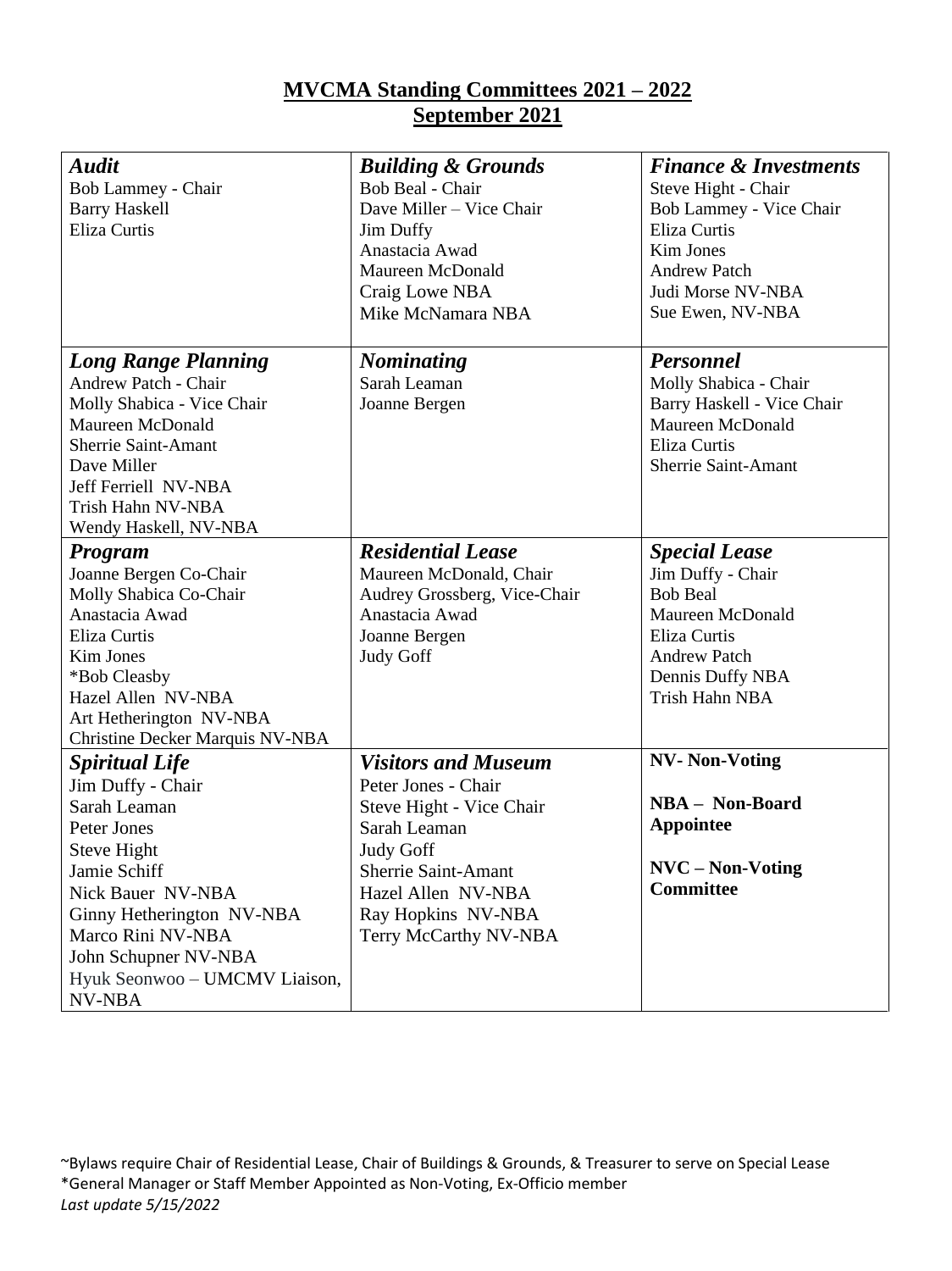# MVCMA Standing Committees 2021 – 2022
## September 2021

| ***Audit***<br>Bob Lammey - Chair<br>Barry Haskell<br>Eliza Curtis | ***Building & Grounds***<br>Bob Beal - Chair<br>Dave Miller – Vice Chair<br>Jim Duffy<br>Anastacia Awad<br>Maureen McDonald<br>Craig Lowe NBA<br>Mike McNamara NBA | ***Finance & Investments***<br>Steve Hight - Chair<br>Bob Lammey - Vice Chair<br>Eliza Curtis<br>Kim Jones<br>Andrew Patch<br>Judi Morse NV-NBA<br>Sue Ewen, NV-NBA |
|---|---|---|
| ***Long Range Planning***<br>Andrew Patch - Chair<br>Molly Shabica - Vice Chair<br>Maureen McDonald<br>Sherrie Saint-Amant<br>Dave Miller<br>Jeff Ferriell NV-NBA<br>Trish Hahn NV-NBA<br>Wendy Haskell, NV-NBA | ***Nominating***<br>Sarah Leaman<br>Joanne Bergen | ***Personnel***<br>Molly Shabica - Chair<br>Barry Haskell - Vice Chair<br>Maureen McDonald<br>Eliza Curtis<br>Sherrie Saint-Amant |
| ***Program***<br>Joanne Bergen Co-Chair<br>Molly Shabica Co-Chair<br>Anastacia Awad<br>Eliza Curtis<br>Kim Jones<br>*Bob Cleasby<br>Hazel Allen NV-NBA<br>Art Hetherington NV-NBA<br>Christine Decker Marquis NV-NBA | ***Residential Lease***<br>Maureen McDonald, Chair<br>Audrey Grossberg, Vice-Chair<br>Anastacia Awad<br>Joanne Bergen<br>Judy Goff | ***Special Lease***<br>Jim Duffy - Chair<br>Bob Beal<br>Maureen McDonald<br>Eliza Curtis<br>Andrew Patch<br>Dennis Duffy NBA<br>Trish Hahn NBA |
| ***Spiritual Life***<br>Jim Duffy - Chair<br>Sarah Leaman<br>Peter Jones<br>Steve Hight<br>Jamie Schiff<br>Nick Bauer NV-NBA<br>Ginny Hetherington NV-NBA<br>Marco Rini NV-NBA<br>John Schupner NV-NBA<br>Hyuk Seonwoo – UMCMV Liaison, NV-NBA | ***Visitors and Museum***<br>Peter Jones - Chair<br>Steve Hight - Vice Chair<br>Sarah Leaman<br>Judy Goff<br>Sherrie Saint-Amant<br>Hazel Allen NV-NBA<br>Ray Hopkins NV-NBA<br>Terry McCarthy NV-NBA | **NV- Non-Voting**<br><br>**NBA – Non-Board Appointee**<br><br>**NVC – Non-Voting Committee** |

~Bylaws require Chair of Residential Lease, Chair of Buildings & Grounds, & Treasurer to serve on Special Lease
*General Manager or Staff Member Appointed as Non-Voting, Ex-Officio member
*Last update 5/15/2022*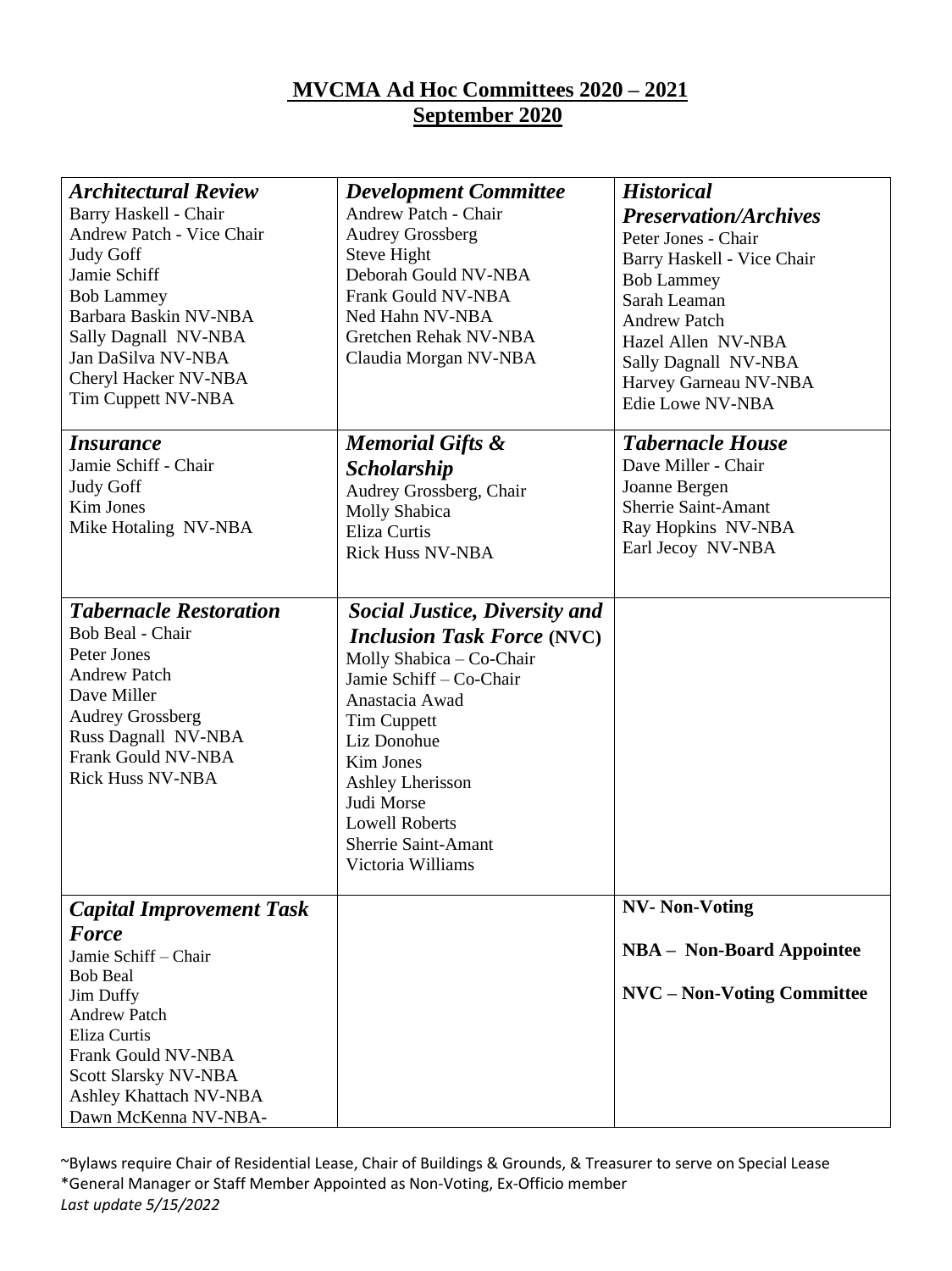# MVCMA Ad Hoc Committees 2020 – 2021
## September 2020

| | | |
|---|---|---|
| ***Architectural Review***<br>Barry Haskell - Chair<br>Andrew Patch - Vice Chair<br>Judy Goff<br>Jamie Schiff<br>Bob Lammey<br>Barbara Baskin NV-NBA<br>Sally Dagnall NV-NBA<br>Jan DaSilva NV-NBA<br>Cheryl Hacker NV-NBA<br>Tim Cuppett NV-NBA | ***Development Committee***<br>Andrew Patch - Chair<br>Audrey Grossberg<br>Steve Hight<br>Deborah Gould NV-NBA<br>Frank Gould NV-NBA<br>Ned Hahn NV-NBA<br>Gretchen Rehak NV-NBA<br>Claudia Morgan NV-NBA | ***Historical Preservation/Archives***<br>Peter Jones - Chair<br>Barry Haskell - Vice Chair<br>Bob Lammey<br>Sarah Leaman<br>Andrew Patch<br>Hazel Allen NV-NBA<br>Sally Dagnall NV-NBA<br>Harvey Garneau NV-NBA<br>Edie Lowe NV-NBA |
| ***Insurance***<br>Jamie Schiff - Chair<br>Judy Goff<br>Kim Jones<br>Mike Hotaling NV-NBA | ***Memorial Gifts & Scholarship***<br>Audrey Grossberg, Chair<br>Molly Shabica<br>Eliza Curtis<br>Rick Huss NV-NBA | ***Tabernacle House***<br>Dave Miller - Chair<br>Joanne Bergen<br>Sherrie Saint-Amant<br>Ray Hopkins NV-NBA<br>Earl Jecoy NV-NBA |
| ***Tabernacle Restoration***<br>Bob Beal - Chair<br>Peter Jones<br>Andrew Patch<br>Dave Miller<br>Audrey Grossberg<br>Russ Dagnall NV-NBA<br>Frank Gould NV-NBA<br>Rick Huss NV-NBA | ***Social Justice, Diversity and Inclusion Task Force* (NVC)**<br>Molly Shabica – Co-Chair<br>Jamie Schiff – Co-Chair<br>Anastacia Awad<br>Tim Cuppett<br>Liz Donohue<br>Kim Jones<br>Ashley Lherisson<br>Judi Morse<br>Lowell Roberts<br>Sherrie Saint-Amant<br>Victoria Williams | |
| ***Capital Improvement Task Force***<br>Jamie Schiff – Chair<br>Bob Beal<br>Jim Duffy<br>Andrew Patch<br>Eliza Curtis<br>Frank Gould NV-NBA<br>Scott Slarsky NV-NBA<br>Ashley Khattach NV-NBA<br>Dawn McKenna NV-NBA- | | **NV- Non-Voting**<br><br>**NBA – Non-Board Appointee**<br><br>**NVC – Non-Voting Committee** |

~Bylaws require Chair of Residential Lease, Chair of Buildings & Grounds, & Treasurer to serve on Special Lease
*General Manager or Staff Member Appointed as Non-Voting, Ex-Officio member
*Last update 5/15/2022*